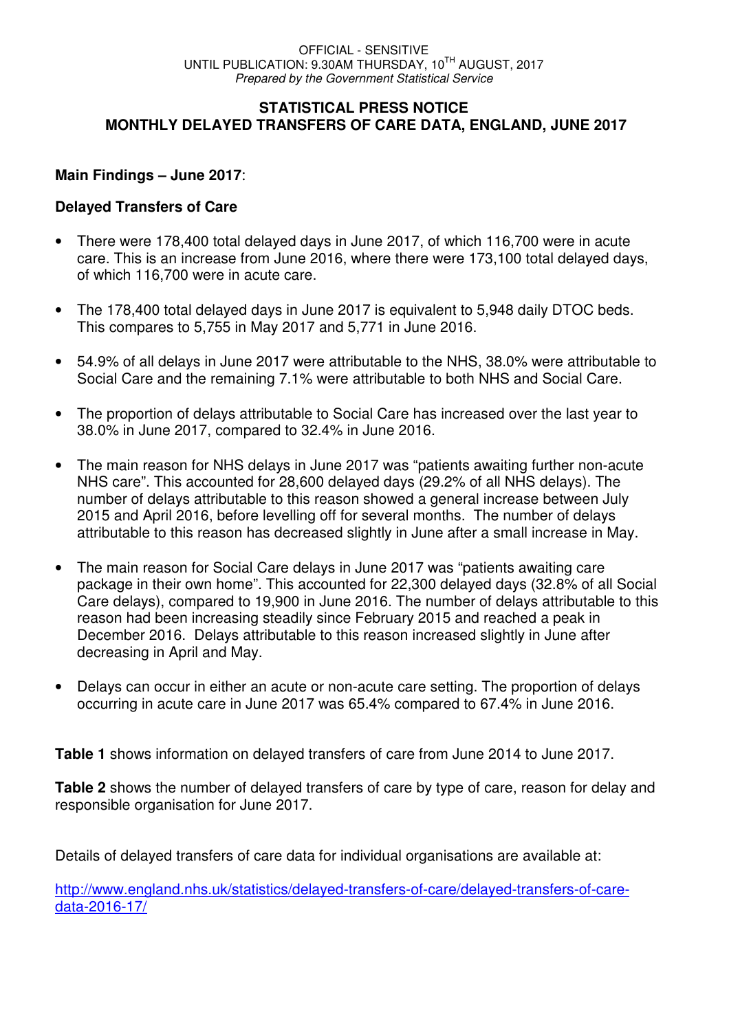OFFICIAL - SENSITIVE
UNTIL PUBLICATION: 9.30AM THURSDAY, 10TH AUGUST, 2017
*Prepared by the Government Statistical Service*

## STATISTICAL PRESS NOTICE
## MONTHLY DELAYED TRANSFERS OF CARE DATA, ENGLAND, JUNE 2017

**Main Findings – June 2017**:

**Delayed Transfers of Care**

- There were 178,400 total delayed days in June 2017, of which 116,700 were in acute care. This is an increase from June 2016, where there were 173,100 total delayed days, of which 116,700 were in acute care.

- The 178,400 total delayed days in June 2017 is equivalent to 5,948 daily DTOC beds. This compares to 5,755 in May 2017 and 5,771 in June 2016.

- 54.9% of all delays in June 2017 were attributable to the NHS, 38.0% were attributable to Social Care and the remaining 7.1% were attributable to both NHS and Social Care.

- The proportion of delays attributable to Social Care has increased over the last year to 38.0% in June 2017, compared to 32.4% in June 2016.

- The main reason for NHS delays in June 2017 was "patients awaiting further non-acute NHS care". This accounted for 28,600 delayed days (29.2% of all NHS delays). The number of delays attributable to this reason showed a general increase between July 2015 and April 2016, before levelling off for several months. The number of delays attributable to this reason has decreased slightly in June after a small increase in May.

- The main reason for Social Care delays in June 2017 was "patients awaiting care package in their own home". This accounted for 22,300 delayed days (32.8% of all Social Care delays), compared to 19,900 in June 2016. The number of delays attributable to this reason had been increasing steadily since February 2015 and reached a peak in December 2016. Delays attributable to this reason increased slightly in June after decreasing in April and May.

- Delays can occur in either an acute or non-acute care setting. The proportion of delays occurring in acute care in June 2017 was 65.4% compared to 67.4% in June 2016.

**Table 1** shows information on delayed transfers of care from June 2014 to June 2017.

**Table 2** shows the number of delayed transfers of care by type of care, reason for delay and responsible organisation for June 2017.

Details of delayed transfers of care data for individual organisations are available at:

http://www.england.nhs.uk/statistics/delayed-transfers-of-care/delayed-transfers-of-care-data-2016-17/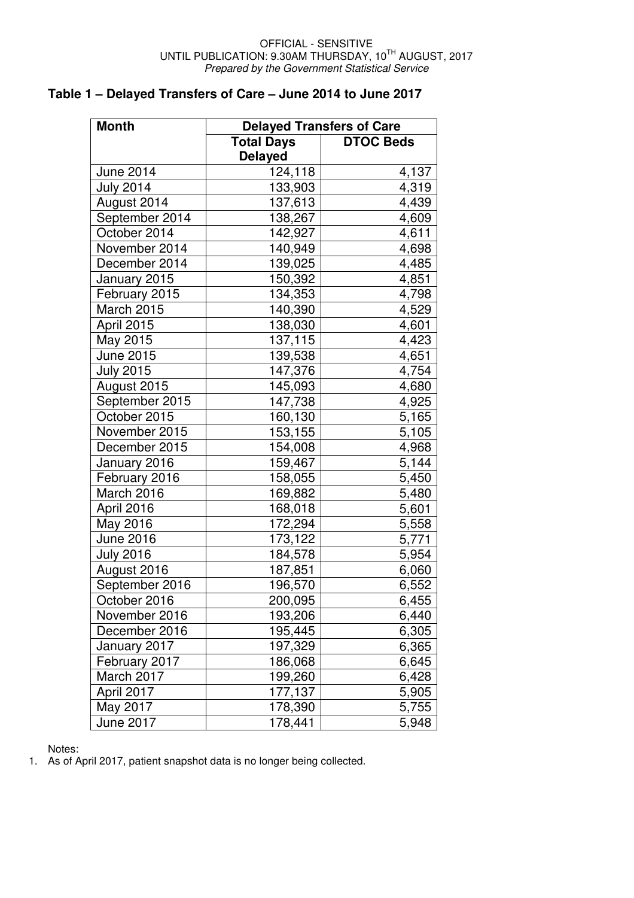OFFICIAL - SENSITIVE
UNTIL PUBLICATION: 9.30AM THURSDAY, 10[TH] AUGUST, 2017
*Prepared by the Government Statistical Service*

## Table 1 – Delayed Transfers of Care – June 2014 to June 2017

| Month | Delayed Transfers of Care | |
|---|---|---|
| | Total Days Delayed | DTOC Beds |
| June 2014 | 124,118 | 4,137 |
| July 2014 | 133,903 | 4,319 |
| August 2014 | 137,613 | 4,439 |
| September 2014 | 138,267 | 4,609 |
| October 2014 | 142,927 | 4,611 |
| November 2014 | 140,949 | 4,698 |
| December 2014 | 139,025 | 4,485 |
| January 2015 | 150,392 | 4,851 |
| February 2015 | 134,353 | 4,798 |
| March 2015 | 140,390 | 4,529 |
| April 2015 | 138,030 | 4,601 |
| May 2015 | 137,115 | 4,423 |
| June 2015 | 139,538 | 4,651 |
| July 2015 | 147,376 | 4,754 |
| August 2015 | 145,093 | 4,680 |
| September 2015 | 147,738 | 4,925 |
| October 2015 | 160,130 | 5,165 |
| November 2015 | 153,155 | 5,105 |
| December 2015 | 154,008 | 4,968 |
| January 2016 | 159,467 | 5,144 |
| February 2016 | 158,055 | 5,450 |
| March 2016 | 169,882 | 5,480 |
| April 2016 | 168,018 | 5,601 |
| May 2016 | 172,294 | 5,558 |
| June 2016 | 173,122 | 5,771 |
| July 2016 | 184,578 | 5,954 |
| August 2016 | 187,851 | 6,060 |
| September 2016 | 196,570 | 6,552 |
| October 2016 | 200,095 | 6,455 |
| November 2016 | 193,206 | 6,440 |
| December 2016 | 195,445 | 6,305 |
| January 2017 | 197,329 | 6,365 |
| February 2017 | 186,068 | 6,645 |
| March 2017 | 199,260 | 6,428 |
| April 2017 | 177,137 | 5,905 |
| May 2017 | 178,390 | 5,755 |
| June 2017 | 178,441 | 5,948 |

Notes:

1. As of April 2017, patient snapshot data is no longer being collected.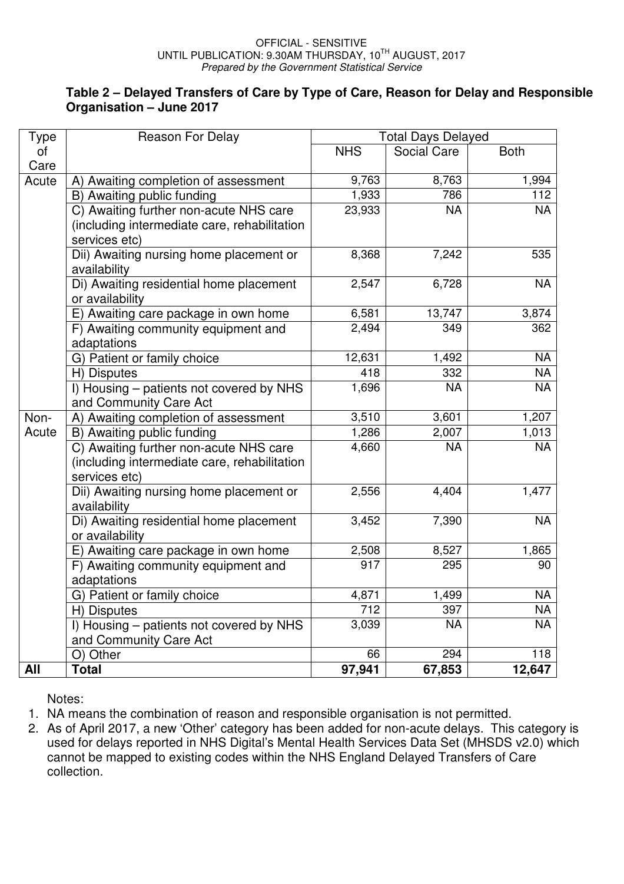OFFICIAL - SENSITIVE
UNTIL PUBLICATION: 9.30AM THURSDAY, 10[TH] AUGUST, 2017
*Prepared by the Government Statistical Service*

### Table 2 – Delayed Transfers of Care by Type of Care, Reason for Delay and Responsible Organisation – June 2017

| Type of Care | Reason For Delay | Total Days Delayed | | |
|---|---|---|---|---|
| | | NHS | Social Care | Both |
| Acute | A) Awaiting completion of assessment | 9,763 | 8,763 | 1,994 |
| | B) Awaiting public funding | 1,933 | 786 | 112 |
| | C) Awaiting further non-acute NHS care (including intermediate care, rehabilitation services etc) | 23,933 | NA | NA |
| | Dii) Awaiting nursing home placement or availability | 8,368 | 7,242 | 535 |
| | Di) Awaiting residential home placement or availability | 2,547 | 6,728 | NA |
| | E) Awaiting care package in own home | 6,581 | 13,747 | 3,874 |
| | F) Awaiting community equipment and adaptations | 2,494 | 349 | 362 |
| | G) Patient or family choice | 12,631 | 1,492 | NA |
| | H) Disputes | 418 | 332 | NA |
| | I) Housing – patients not covered by NHS and Community Care Act | 1,696 | NA | NA |
| Non-Acute | A) Awaiting completion of assessment | 3,510 | 3,601 | 1,207 |
| | B) Awaiting public funding | 1,286 | 2,007 | 1,013 |
| | C) Awaiting further non-acute NHS care (including intermediate care, rehabilitation services etc) | 4,660 | NA | NA |
| | Dii) Awaiting nursing home placement or availability | 2,556 | 4,404 | 1,477 |
| | Di) Awaiting residential home placement or availability | 3,452 | 7,390 | NA |
| | E) Awaiting care package in own home | 2,508 | 8,527 | 1,865 |
| | F) Awaiting community equipment and adaptations | 917 | 295 | 90 |
| | G) Patient or family choice | 4,871 | 1,499 | NA |
| | H) Disputes | 712 | 397 | NA |
| | I) Housing – patients not covered by NHS and Community Care Act | 3,039 | NA | NA |
| | O) Other | 66 | 294 | 118 |
| **All** | **Total** | **97,941** | **67,853** | **12,647** |

Notes:

1. NA means the combination of reason and responsible organisation is not permitted.
2. As of April 2017, a new 'Other' category has been added for non-acute delays. This category is used for delays reported in NHS Digital's Mental Health Services Data Set (MHSDS v2.0) which cannot be mapped to existing codes within the NHS England Delayed Transfers of Care collection.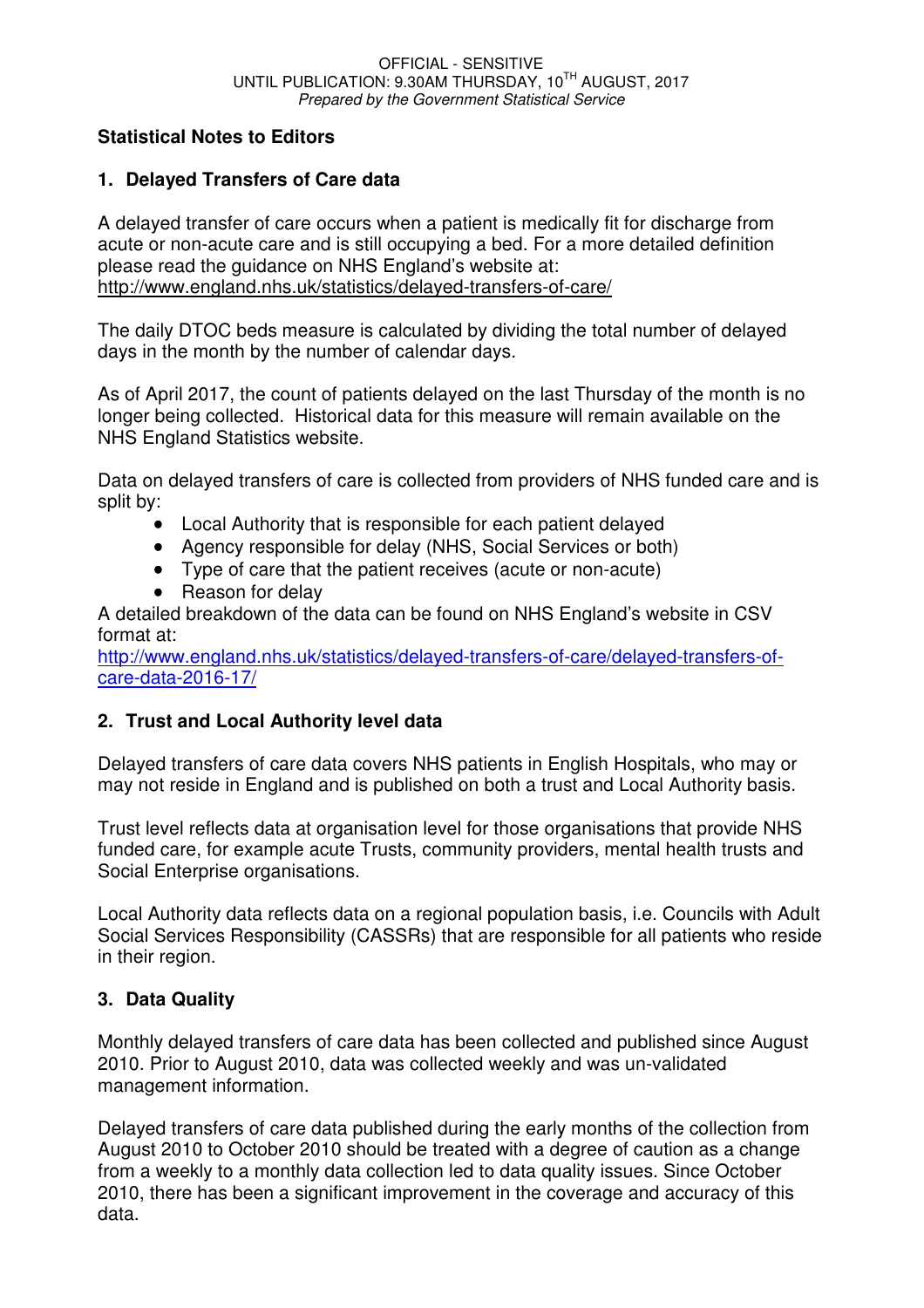OFFICIAL - SENSITIVE
UNTIL PUBLICATION: 9.30AM THURSDAY, 10TH AUGUST, 2017
*Prepared by the Government Statistical Service*

**Statistical Notes to Editors**

## 1. Delayed Transfers of Care data

A delayed transfer of care occurs when a patient is medically fit for discharge from acute or non-acute care and is still occupying a bed. For a more detailed definition please read the guidance on NHS England's website at:
http://www.england.nhs.uk/statistics/delayed-transfers-of-care/

The daily DTOC beds measure is calculated by dividing the total number of delayed days in the month by the number of calendar days.

As of April 2017, the count of patients delayed on the last Thursday of the month is no longer being collected. Historical data for this measure will remain available on the NHS England Statistics website.

Data on delayed transfers of care is collected from providers of NHS funded care and is split by:

- Local Authority that is responsible for each patient delayed
- Agency responsible for delay (NHS, Social Services or both)
- Type of care that the patient receives (acute or non-acute)
- Reason for delay

A detailed breakdown of the data can be found on NHS England's website in CSV format at:
http://www.england.nhs.uk/statistics/delayed-transfers-of-care/delayed-transfers-of-care-data-2016-17/

## 2. Trust and Local Authority level data

Delayed transfers of care data covers NHS patients in English Hospitals, who may or may not reside in England and is published on both a trust and Local Authority basis.

Trust level reflects data at organisation level for those organisations that provide NHS funded care, for example acute Trusts, community providers, mental health trusts and Social Enterprise organisations.

Local Authority data reflects data on a regional population basis, i.e. Councils with Adult Social Services Responsibility (CASSRs) that are responsible for all patients who reside in their region.

## 3. Data Quality

Monthly delayed transfers of care data has been collected and published since August 2010. Prior to August 2010, data was collected weekly and was un-validated management information.

Delayed transfers of care data published during the early months of the collection from August 2010 to October 2010 should be treated with a degree of caution as a change from a weekly to a monthly data collection led to data quality issues. Since October 2010, there has been a significant improvement in the coverage and accuracy of this data.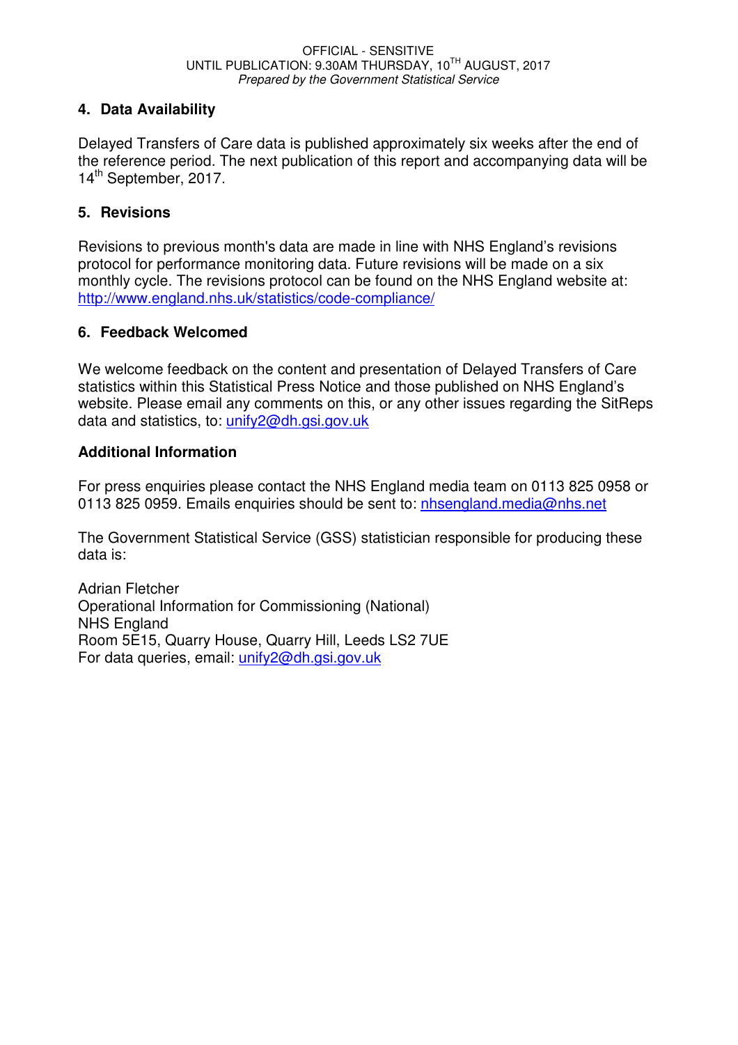## 4. Data Availability

Delayed Transfers of Care data is published approximately six weeks after the end of the reference period. The next publication of this report and accompanying data will be 14th September, 2017.

## 5. Revisions

Revisions to previous month's data are made in line with NHS England's revisions protocol for performance monitoring data. Future revisions will be made on a six monthly cycle. The revisions protocol can be found on the NHS England website at: http://www.england.nhs.uk/statistics/code-compliance/

## 6. Feedback Welcomed

We welcome feedback on the content and presentation of Delayed Transfers of Care statistics within this Statistical Press Notice and those published on NHS England's website. Please email any comments on this, or any other issues regarding the SitReps data and statistics, to: unify2@dh.gsi.gov.uk

## Additional Information

For press enquiries please contact the NHS England media team on 0113 825 0958 or 0113 825 0959. Emails enquiries should be sent to: nhsengland.media@nhs.net

The Government Statistical Service (GSS) statistician responsible for producing these data is:

Adrian Fletcher
Operational Information for Commissioning (National)
NHS England
Room 5E15, Quarry House, Quarry Hill, Leeds LS2 7UE
For data queries, email: unify2@dh.gsi.gov.uk